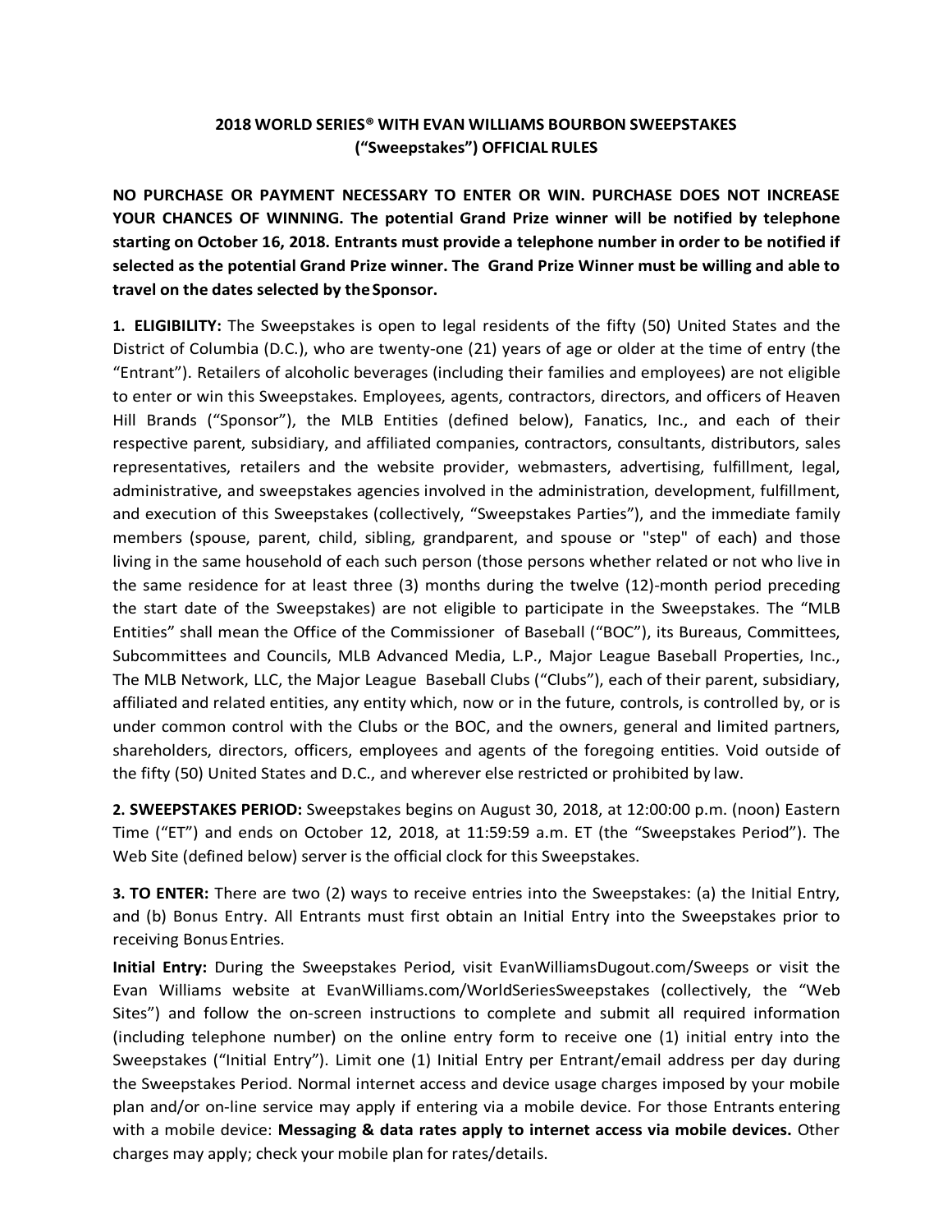# 2018 WORLD SERIES® WITH EVAN WILLIAMS BOURBON SWEEPSTAKES (“Sweepstakes”) OFFICIAL RULES

**NO PURCHASE OR PAYMENT NECESSARY TO ENTER OR WIN. PURCHASE DOES NOT INCREASE YOUR CHANCES OF WINNING. The potential Grand Prize winner will be notified by telephone starting on October 16, 2018. Entrants must provide a telephone number in order to be notified if selected as the potential Grand Prize winner. The Grand Prize Winner must be willing and able to travel on the dates selected by the Sponsor.**

**1. ELIGIBILITY:** The Sweepstakes is open to legal residents of the fifty (50) United States and the District of Columbia (D.C.), who are twenty-one (21) years of age or older at the time of entry (the “Entrant”). Retailers of alcoholic beverages (including their families and employees) are not eligible to enter or win this Sweepstakes. Employees, agents, contractors, directors, and officers of Heaven Hill Brands (“Sponsor”), the MLB Entities (defined below), Fanatics, Inc., and each of their respective parent, subsidiary, and affiliated companies, contractors, consultants, distributors, sales representatives, retailers and the website provider, webmasters, advertising, fulfillment, legal, administrative, and sweepstakes agencies involved in the administration, development, fulfillment, and execution of this Sweepstakes (collectively, “Sweepstakes Parties”), and the immediate family members (spouse, parent, child, sibling, grandparent, and spouse or "step" of each) and those living in the same household of each such person (those persons whether related or not who live in the same residence for at least three (3) months during the twelve (12)-month period preceding the start date of the Sweepstakes) are not eligible to participate in the Sweepstakes. The “MLB Entities” shall mean the Office of the Commissioner of Baseball (“BOC”), its Bureaus, Committees, Subcommittees and Councils, MLB Advanced Media, L.P., Major League Baseball Properties, Inc., The MLB Network, LLC, the Major League Baseball Clubs (“Clubs”), each of their parent, subsidiary, affiliated and related entities, any entity which, now or in the future, controls, is controlled by, or is under common control with the Clubs or the BOC, and the owners, general and limited partners, shareholders, directors, officers, employees and agents of the foregoing entities. Void outside of the fifty (50) United States and D.C., and wherever else restricted or prohibited by law.

**2. SWEEPSTAKES PERIOD:** Sweepstakes begins on August 30, 2018, at 12:00:00 p.m. (noon) Eastern Time (“ET”) and ends on October 12, 2018, at 11:59:59 a.m. ET (the “Sweepstakes Period”). The Web Site (defined below) server is the official clock for this Sweepstakes.

**3. TO ENTER:** There are two (2) ways to receive entries into the Sweepstakes: (a) the Initial Entry, and (b) Bonus Entry. All Entrants must first obtain an Initial Entry into the Sweepstakes prior to receiving Bonus Entries.

**Initial Entry:** During the Sweepstakes Period, visit EvanWilliamsDugout.com/Sweeps or visit the Evan Williams website at EvanWilliams.com/WorldSeriesSweepstakes (collectively, the “Web Sites”) and follow the on-screen instructions to complete and submit all required information (including telephone number) on the online entry form to receive one (1) initial entry into the Sweepstakes (“Initial Entry”). Limit one (1) Initial Entry per Entrant/email address per day during the Sweepstakes Period. Normal internet access and device usage charges imposed by your mobile plan and/or on-line service may apply if entering via a mobile device. For those Entrants entering with a mobile device: **Messaging & data rates apply to internet access via mobile devices.** Other charges may apply; check your mobile plan for rates/details.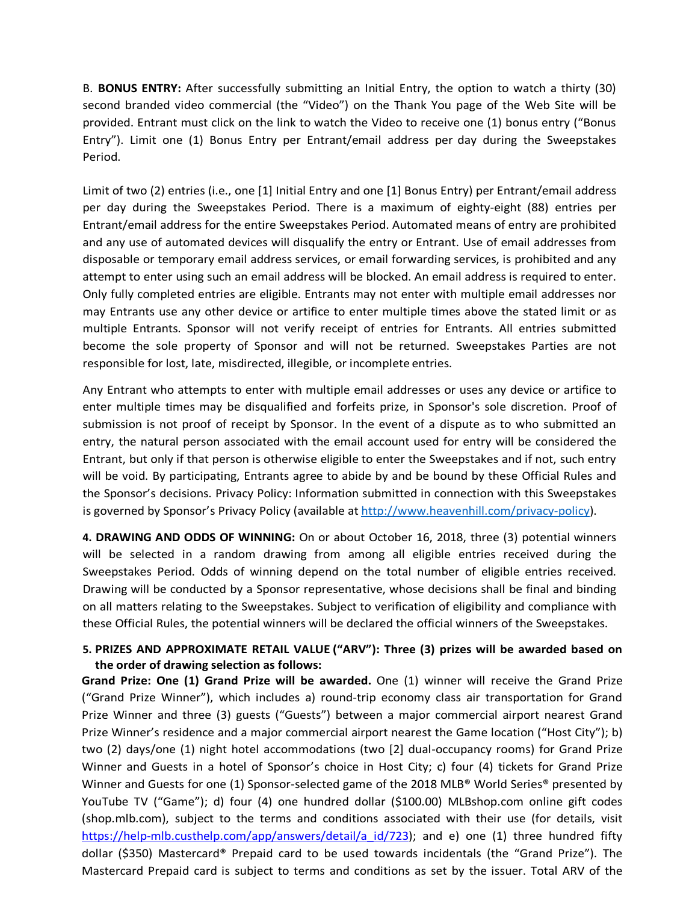B. **BONUS ENTRY:** After successfully submitting an Initial Entry, the option to watch a thirty (30) second branded video commercial (the "Video") on the Thank You page of the Web Site will be provided. Entrant must click on the link to watch the Video to receive one (1) bonus entry ("Bonus Entry"). Limit one (1) Bonus Entry per Entrant/email address per day during the Sweepstakes Period.

Limit of two (2) entries (i.e., one [1] Initial Entry and one [1] Bonus Entry) per Entrant/email address per day during the Sweepstakes Period. There is a maximum of eighty-eight (88) entries per Entrant/email address for the entire Sweepstakes Period. Automated means of entry are prohibited and any use of automated devices will disqualify the entry or Entrant. Use of email addresses from disposable or temporary email address services, or email forwarding services, is prohibited and any attempt to enter using such an email address will be blocked. An email address is required to enter. Only fully completed entries are eligible. Entrants may not enter with multiple email addresses nor may Entrants use any other device or artifice to enter multiple times above the stated limit or as multiple Entrants. Sponsor will not verify receipt of entries for Entrants. All entries submitted become the sole property of Sponsor and will not be returned. Sweepstakes Parties are not responsible for lost, late, misdirected, illegible, or incomplete entries.

Any Entrant who attempts to enter with multiple email addresses or uses any device or artifice to enter multiple times may be disqualified and forfeits prize, in Sponsor's sole discretion. Proof of submission is not proof of receipt by Sponsor. In the event of a dispute as to who submitted an entry, the natural person associated with the email account used for entry will be considered the Entrant, but only if that person is otherwise eligible to enter the Sweepstakes and if not, such entry will be void. By participating, Entrants agree to abide by and be bound by these Official Rules and the Sponsor's decisions. Privacy Policy: Information submitted in connection with this Sweepstakes is governed by Sponsor's Privacy Policy (available at http://www.heavenhill.com/privacy-policy).

**4. DRAWING AND ODDS OF WINNING:** On or about October 16, 2018, three (3) potential winners will be selected in a random drawing from among all eligible entries received during the Sweepstakes Period. Odds of winning depend on the total number of eligible entries received. Drawing will be conducted by a Sponsor representative, whose decisions shall be final and binding on all matters relating to the Sweepstakes. Subject to verification of eligibility and compliance with these Official Rules, the potential winners will be declared the official winners of the Sweepstakes.

**5. PRIZES AND APPROXIMATE RETAIL VALUE ("ARV"): Three (3) prizes will be awarded based on the order of drawing selection as follows:**

**Grand Prize: One (1) Grand Prize will be awarded.** One (1) winner will receive the Grand Prize ("Grand Prize Winner"), which includes a) round-trip economy class air transportation for Grand Prize Winner and three (3) guests ("Guests") between a major commercial airport nearest Grand Prize Winner's residence and a major commercial airport nearest the Game location ("Host City"); b) two (2) days/one (1) night hotel accommodations (two [2] dual-occupancy rooms) for Grand Prize Winner and Guests in a hotel of Sponsor's choice in Host City; c) four (4) tickets for Grand Prize Winner and Guests for one (1) Sponsor-selected game of the 2018 MLB® World Series® presented by YouTube TV ("Game"); d) four (4) one hundred dollar ($100.00) MLBshop.com online gift codes (shop.mlb.com), subject to the terms and conditions associated with their use (for details, visit https://help-mlb.custhelp.com/app/answers/detail/a_id/723); and e) one (1) three hundred fifty dollar ($350) Mastercard® Prepaid card to be used towards incidentals (the "Grand Prize"). The Mastercard Prepaid card is subject to terms and conditions as set by the issuer. Total ARV of the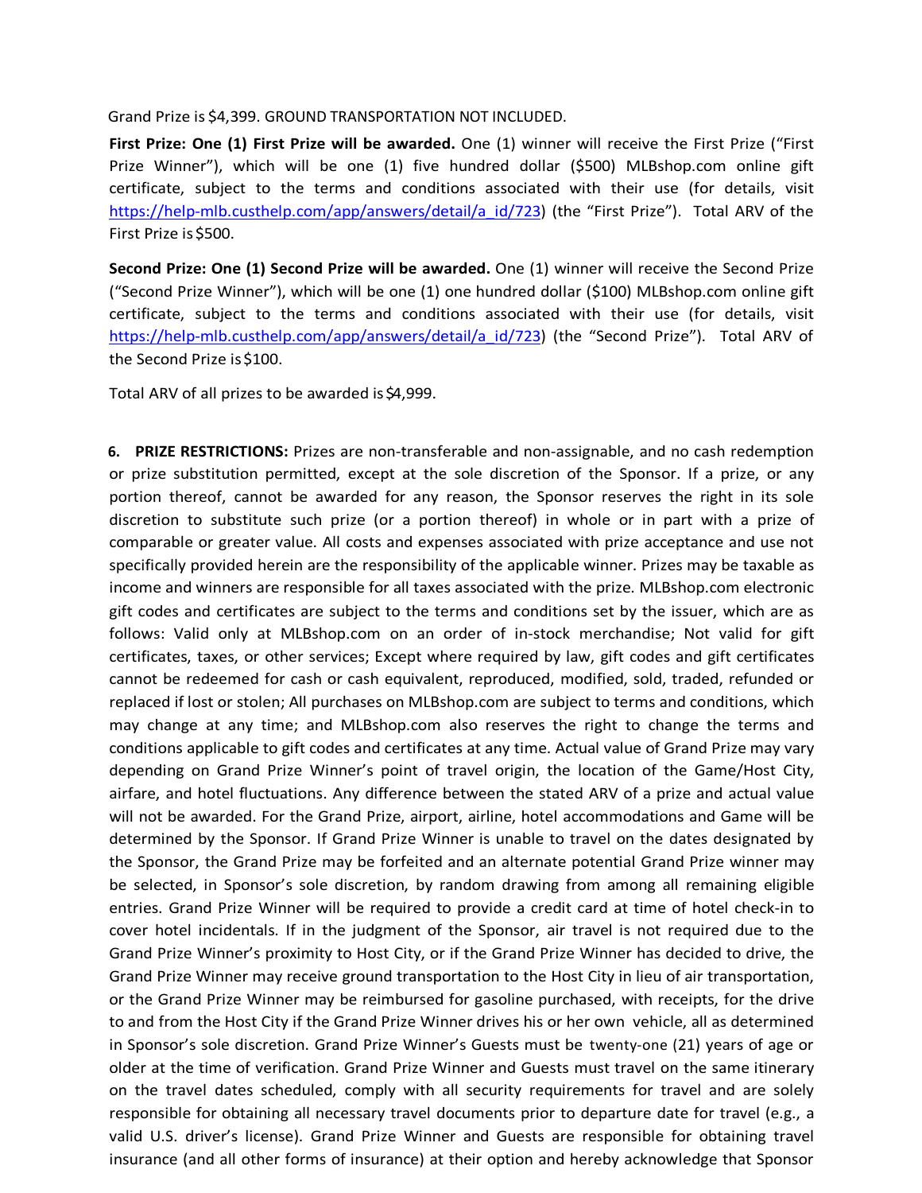Grand Prize is $4,399. GROUND TRANSPORTATION NOT INCLUDED.

**First Prize: One (1) First Prize will be awarded.** One (1) winner will receive the First Prize ("First Prize Winner"), which will be one (1) five hundred dollar ($500) MLBshop.com online gift certificate, subject to the terms and conditions associated with their use (for details, visit https://help-mlb.custhelp.com/app/answers/detail/a_id/723) (the "First Prize"). Total ARV of the First Prize is $500.

**Second Prize: One (1) Second Prize will be awarded.** One (1) winner will receive the Second Prize ("Second Prize Winner"), which will be one (1) one hundred dollar ($100) MLBshop.com online gift certificate, subject to the terms and conditions associated with their use (for details, visit https://help-mlb.custhelp.com/app/answers/detail/a_id/723) (the "Second Prize"). Total ARV of the Second Prize is $100.

Total ARV of all prizes to be awarded is $4,999.

**6. PRIZE RESTRICTIONS:** Prizes are non-transferable and non-assignable, and no cash redemption or prize substitution permitted, except at the sole discretion of the Sponsor. If a prize, or any portion thereof, cannot be awarded for any reason, the Sponsor reserves the right in its sole discretion to substitute such prize (or a portion thereof) in whole or in part with a prize of comparable or greater value. All costs and expenses associated with prize acceptance and use not specifically provided herein are the responsibility of the applicable winner. Prizes may be taxable as income and winners are responsible for all taxes associated with the prize. MLBshop.com electronic gift codes and certificates are subject to the terms and conditions set by the issuer, which are as follows: Valid only at MLBshop.com on an order of in-stock merchandise; Not valid for gift certificates, taxes, or other services; Except where required by law, gift codes and gift certificates cannot be redeemed for cash or cash equivalent, reproduced, modified, sold, traded, refunded or replaced if lost or stolen; All purchases on MLBshop.com are subject to terms and conditions, which may change at any time; and MLBshop.com also reserves the right to change the terms and conditions applicable to gift codes and certificates at any time. Actual value of Grand Prize may vary depending on Grand Prize Winner's point of travel origin, the location of the Game/Host City, airfare, and hotel fluctuations. Any difference between the stated ARV of a prize and actual value will not be awarded. For the Grand Prize, airport, airline, hotel accommodations and Game will be determined by the Sponsor. If Grand Prize Winner is unable to travel on the dates designated by the Sponsor, the Grand Prize may be forfeited and an alternate potential Grand Prize winner may be selected, in Sponsor's sole discretion, by random drawing from among all remaining eligible entries. Grand Prize Winner will be required to provide a credit card at time of hotel check-in to cover hotel incidentals. If in the judgment of the Sponsor, air travel is not required due to the Grand Prize Winner's proximity to Host City, or if the Grand Prize Winner has decided to drive, the Grand Prize Winner may receive ground transportation to the Host City in lieu of air transportation, or the Grand Prize Winner may be reimbursed for gasoline purchased, with receipts, for the drive to and from the Host City if the Grand Prize Winner drives his or her own vehicle, all as determined in Sponsor's sole discretion. Grand Prize Winner's Guests must be twenty-one (21) years of age or older at the time of verification. Grand Prize Winner and Guests must travel on the same itinerary on the travel dates scheduled, comply with all security requirements for travel and are solely responsible for obtaining all necessary travel documents prior to departure date for travel (e.g., a valid U.S. driver's license). Grand Prize Winner and Guests are responsible for obtaining travel insurance (and all other forms of insurance) at their option and hereby acknowledge that Sponsor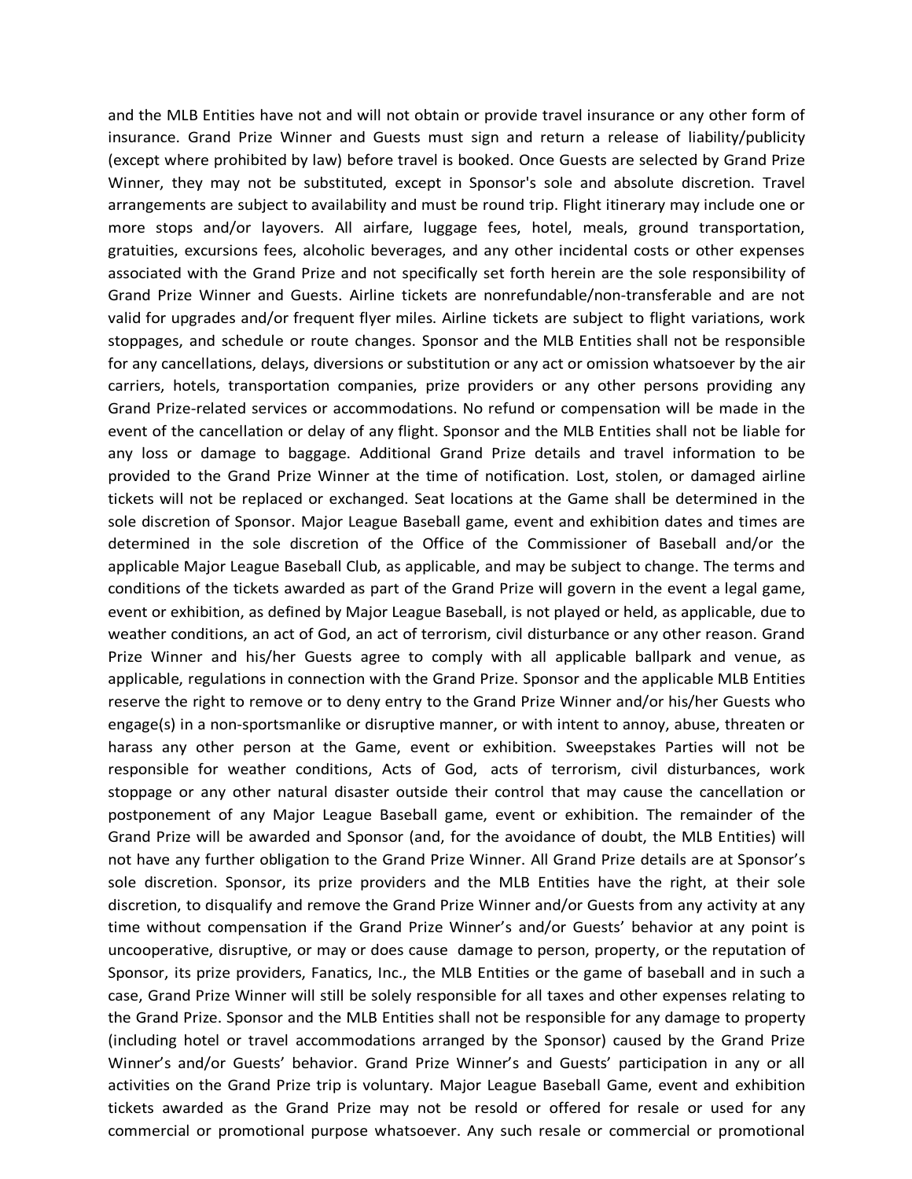and the MLB Entities have not and will not obtain or provide travel insurance or any other form of insurance. Grand Prize Winner and Guests must sign and return a release of liability/publicity (except where prohibited by law) before travel is booked. Once Guests are selected by Grand Prize Winner, they may not be substituted, except in Sponsor's sole and absolute discretion. Travel arrangements are subject to availability and must be round trip. Flight itinerary may include one or more stops and/or layovers. All airfare, luggage fees, hotel, meals, ground transportation, gratuities, excursions fees, alcoholic beverages, and any other incidental costs or other expenses associated with the Grand Prize and not specifically set forth herein are the sole responsibility of Grand Prize Winner and Guests. Airline tickets are nonrefundable/non-transferable and are not valid for upgrades and/or frequent flyer miles. Airline tickets are subject to flight variations, work stoppages, and schedule or route changes. Sponsor and the MLB Entities shall not be responsible for any cancellations, delays, diversions or substitution or any act or omission whatsoever by the air carriers, hotels, transportation companies, prize providers or any other persons providing any Grand Prize-related services or accommodations. No refund or compensation will be made in the event of the cancellation or delay of any flight. Sponsor and the MLB Entities shall not be liable for any loss or damage to baggage. Additional Grand Prize details and travel information to be provided to the Grand Prize Winner at the time of notification. Lost, stolen, or damaged airline tickets will not be replaced or exchanged. Seat locations at the Game shall be determined in the sole discretion of Sponsor. Major League Baseball game, event and exhibition dates and times are determined in the sole discretion of the Office of the Commissioner of Baseball and/or the applicable Major League Baseball Club, as applicable, and may be subject to change. The terms and conditions of the tickets awarded as part of the Grand Prize will govern in the event a legal game, event or exhibition, as defined by Major League Baseball, is not played or held, as applicable, due to weather conditions, an act of God, an act of terrorism, civil disturbance or any other reason. Grand Prize Winner and his/her Guests agree to comply with all applicable ballpark and venue, as applicable, regulations in connection with the Grand Prize. Sponsor and the applicable MLB Entities reserve the right to remove or to deny entry to the Grand Prize Winner and/or his/her Guests who engage(s) in a non-sportsmanlike or disruptive manner, or with intent to annoy, abuse, threaten or harass any other person at the Game, event or exhibition. Sweepstakes Parties will not be responsible for weather conditions, Acts of God, acts of terrorism, civil disturbances, work stoppage or any other natural disaster outside their control that may cause the cancellation or postponement of any Major League Baseball game, event or exhibition. The remainder of the Grand Prize will be awarded and Sponsor (and, for the avoidance of doubt, the MLB Entities) will not have any further obligation to the Grand Prize Winner. All Grand Prize details are at Sponsor's sole discretion. Sponsor, its prize providers and the MLB Entities have the right, at their sole discretion, to disqualify and remove the Grand Prize Winner and/or Guests from any activity at any time without compensation if the Grand Prize Winner's and/or Guests' behavior at any point is uncooperative, disruptive, or may or does cause damage to person, property, or the reputation of Sponsor, its prize providers, Fanatics, Inc., the MLB Entities or the game of baseball and in such a case, Grand Prize Winner will still be solely responsible for all taxes and other expenses relating to the Grand Prize. Sponsor and the MLB Entities shall not be responsible for any damage to property (including hotel or travel accommodations arranged by the Sponsor) caused by the Grand Prize Winner's and/or Guests' behavior. Grand Prize Winner's and Guests' participation in any or all activities on the Grand Prize trip is voluntary. Major League Baseball Game, event and exhibition tickets awarded as the Grand Prize may not be resold or offered for resale or used for any commercial or promotional purpose whatsoever. Any such resale or commercial or promotional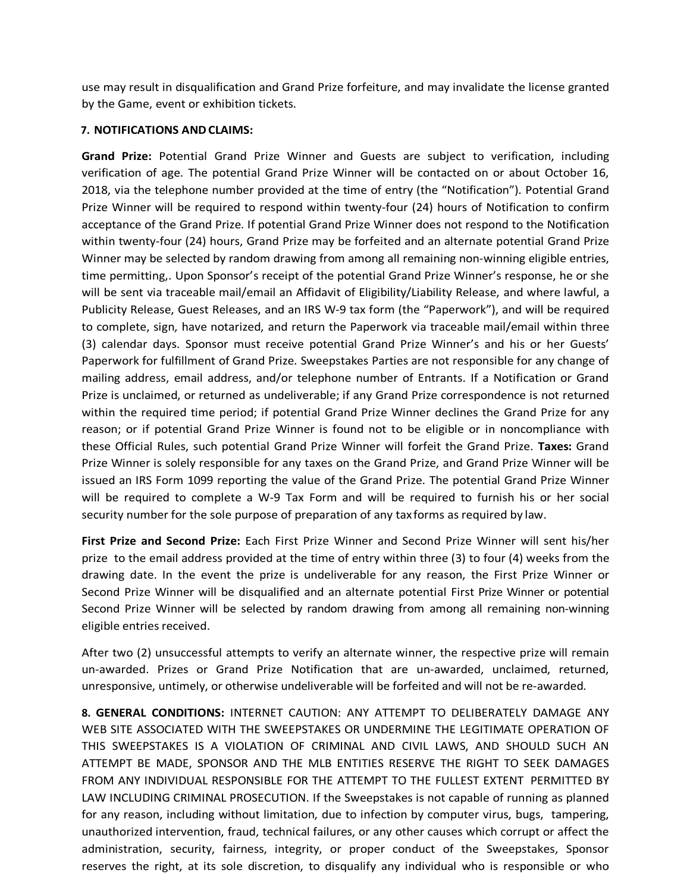use may result in disqualification and Grand Prize forfeiture, and may invalidate the license granted by the Game, event or exhibition tickets.

**7. NOTIFICATIONS AND CLAIMS:**

**Grand Prize:** Potential Grand Prize Winner and Guests are subject to verification, including verification of age. The potential Grand Prize Winner will be contacted on or about October 16, 2018, via the telephone number provided at the time of entry (the "Notification"). Potential Grand Prize Winner will be required to respond within twenty-four (24) hours of Notification to confirm acceptance of the Grand Prize. If potential Grand Prize Winner does not respond to the Notification within twenty-four (24) hours, Grand Prize may be forfeited and an alternate potential Grand Prize Winner may be selected by random drawing from among all remaining non-winning eligible entries, time permitting,. Upon Sponsor's receipt of the potential Grand Prize Winner's response, he or she will be sent via traceable mail/email an Affidavit of Eligibility/Liability Release, and where lawful, a Publicity Release, Guest Releases, and an IRS W-9 tax form (the "Paperwork"), and will be required to complete, sign, have notarized, and return the Paperwork via traceable mail/email within three (3) calendar days. Sponsor must receive potential Grand Prize Winner's and his or her Guests' Paperwork for fulfillment of Grand Prize. Sweepstakes Parties are not responsible for any change of mailing address, email address, and/or telephone number of Entrants. If a Notification or Grand Prize is unclaimed, or returned as undeliverable; if any Grand Prize correspondence is not returned within the required time period; if potential Grand Prize Winner declines the Grand Prize for any reason; or if potential Grand Prize Winner is found not to be eligible or in noncompliance with these Official Rules, such potential Grand Prize Winner will forfeit the Grand Prize. **Taxes:** Grand Prize Winner is solely responsible for any taxes on the Grand Prize, and Grand Prize Winner will be issued an IRS Form 1099 reporting the value of the Grand Prize. The potential Grand Prize Winner will be required to complete a W-9 Tax Form and will be required to furnish his or her social security number for the sole purpose of preparation of any tax forms as required by law.

**First Prize and Second Prize:** Each First Prize Winner and Second Prize Winner will sent his/her prize to the email address provided at the time of entry within three (3) to four (4) weeks from the drawing date. In the event the prize is undeliverable for any reason, the First Prize Winner or Second Prize Winner will be disqualified and an alternate potential First Prize Winner or potential Second Prize Winner will be selected by random drawing from among all remaining non-winning eligible entries received.

After two (2) unsuccessful attempts to verify an alternate winner, the respective prize will remain un-awarded. Prizes or Grand Prize Notification that are un-awarded, unclaimed, returned, unresponsive, untimely, or otherwise undeliverable will be forfeited and will not be re-awarded.

**8. GENERAL CONDITIONS:** INTERNET CAUTION: ANY ATTEMPT TO DELIBERATELY DAMAGE ANY WEB SITE ASSOCIATED WITH THE SWEEPSTAKES OR UNDERMINE THE LEGITIMATE OPERATION OF THIS SWEEPSTAKES IS A VIOLATION OF CRIMINAL AND CIVIL LAWS, AND SHOULD SUCH AN ATTEMPT BE MADE, SPONSOR AND THE MLB ENTITIES RESERVE THE RIGHT TO SEEK DAMAGES FROM ANY INDIVIDUAL RESPONSIBLE FOR THE ATTEMPT TO THE FULLEST EXTENT PERMITTED BY LAW INCLUDING CRIMINAL PROSECUTION. If the Sweepstakes is not capable of running as planned for any reason, including without limitation, due to infection by computer virus, bugs, tampering, unauthorized intervention, fraud, technical failures, or any other causes which corrupt or affect the administration, security, fairness, integrity, or proper conduct of the Sweepstakes, Sponsor reserves the right, at its sole discretion, to disqualify any individual who is responsible or who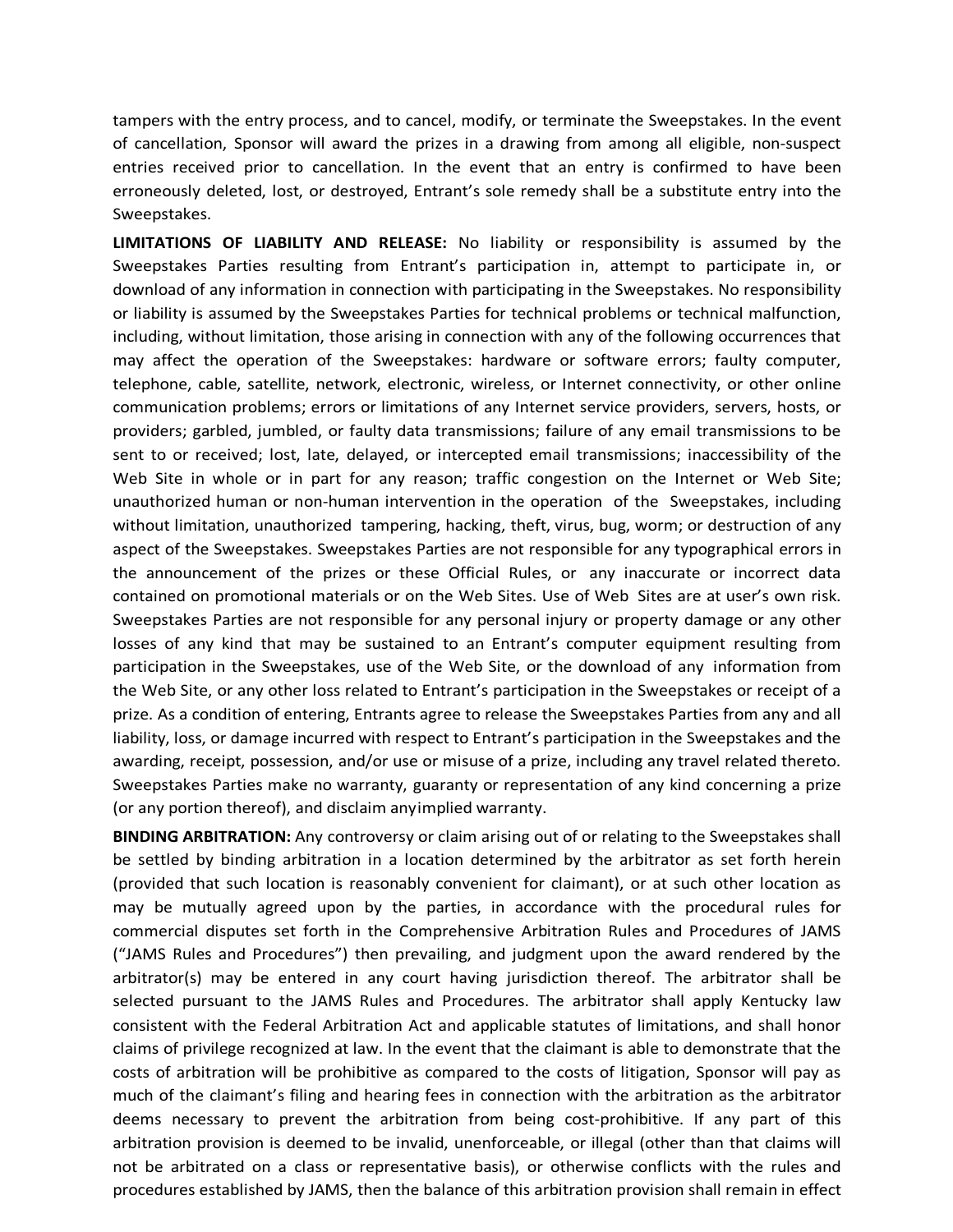tampers with the entry process, and to cancel, modify, or terminate the Sweepstakes. In the event of cancellation, Sponsor will award the prizes in a drawing from among all eligible, non-suspect entries received prior to cancellation. In the event that an entry is confirmed to have been erroneously deleted, lost, or destroyed, Entrant's sole remedy shall be a substitute entry into the Sweepstakes.

**LIMITATIONS OF LIABILITY AND RELEASE:** No liability or responsibility is assumed by the Sweepstakes Parties resulting from Entrant's participation in, attempt to participate in, or download of any information in connection with participating in the Sweepstakes. No responsibility or liability is assumed by the Sweepstakes Parties for technical problems or technical malfunction, including, without limitation, those arising in connection with any of the following occurrences that may affect the operation of the Sweepstakes: hardware or software errors; faulty computer, telephone, cable, satellite, network, electronic, wireless, or Internet connectivity, or other online communication problems; errors or limitations of any Internet service providers, servers, hosts, or providers; garbled, jumbled, or faulty data transmissions; failure of any email transmissions to be sent to or received; lost, late, delayed, or intercepted email transmissions; inaccessibility of the Web Site in whole or in part for any reason; traffic congestion on the Internet or Web Site; unauthorized human or non-human intervention in the operation of the Sweepstakes, including without limitation, unauthorized tampering, hacking, theft, virus, bug, worm; or destruction of any aspect of the Sweepstakes. Sweepstakes Parties are not responsible for any typographical errors in the announcement of the prizes or these Official Rules, or any inaccurate or incorrect data contained on promotional materials or on the Web Sites. Use of Web Sites are at user's own risk. Sweepstakes Parties are not responsible for any personal injury or property damage or any other losses of any kind that may be sustained to an Entrant's computer equipment resulting from participation in the Sweepstakes, use of the Web Site, or the download of any information from the Web Site, or any other loss related to Entrant's participation in the Sweepstakes or receipt of a prize. As a condition of entering, Entrants agree to release the Sweepstakes Parties from any and all liability, loss, or damage incurred with respect to Entrant's participation in the Sweepstakes and the awarding, receipt, possession, and/or use or misuse of a prize, including any travel related thereto. Sweepstakes Parties make no warranty, guaranty or representation of any kind concerning a prize (or any portion thereof), and disclaim anyimplied warranty.

**BINDING ARBITRATION:** Any controversy or claim arising out of or relating to the Sweepstakes shall be settled by binding arbitration in a location determined by the arbitrator as set forth herein (provided that such location is reasonably convenient for claimant), or at such other location as may be mutually agreed upon by the parties, in accordance with the procedural rules for commercial disputes set forth in the Comprehensive Arbitration Rules and Procedures of JAMS ("JAMS Rules and Procedures") then prevailing, and judgment upon the award rendered by the arbitrator(s) may be entered in any court having jurisdiction thereof. The arbitrator shall be selected pursuant to the JAMS Rules and Procedures. The arbitrator shall apply Kentucky law consistent with the Federal Arbitration Act and applicable statutes of limitations, and shall honor claims of privilege recognized at law. In the event that the claimant is able to demonstrate that the costs of arbitration will be prohibitive as compared to the costs of litigation, Sponsor will pay as much of the claimant's filing and hearing fees in connection with the arbitration as the arbitrator deems necessary to prevent the arbitration from being cost-prohibitive. If any part of this arbitration provision is deemed to be invalid, unenforceable, or illegal (other than that claims will not be arbitrated on a class or representative basis), or otherwise conflicts with the rules and procedures established by JAMS, then the balance of this arbitration provision shall remain in effect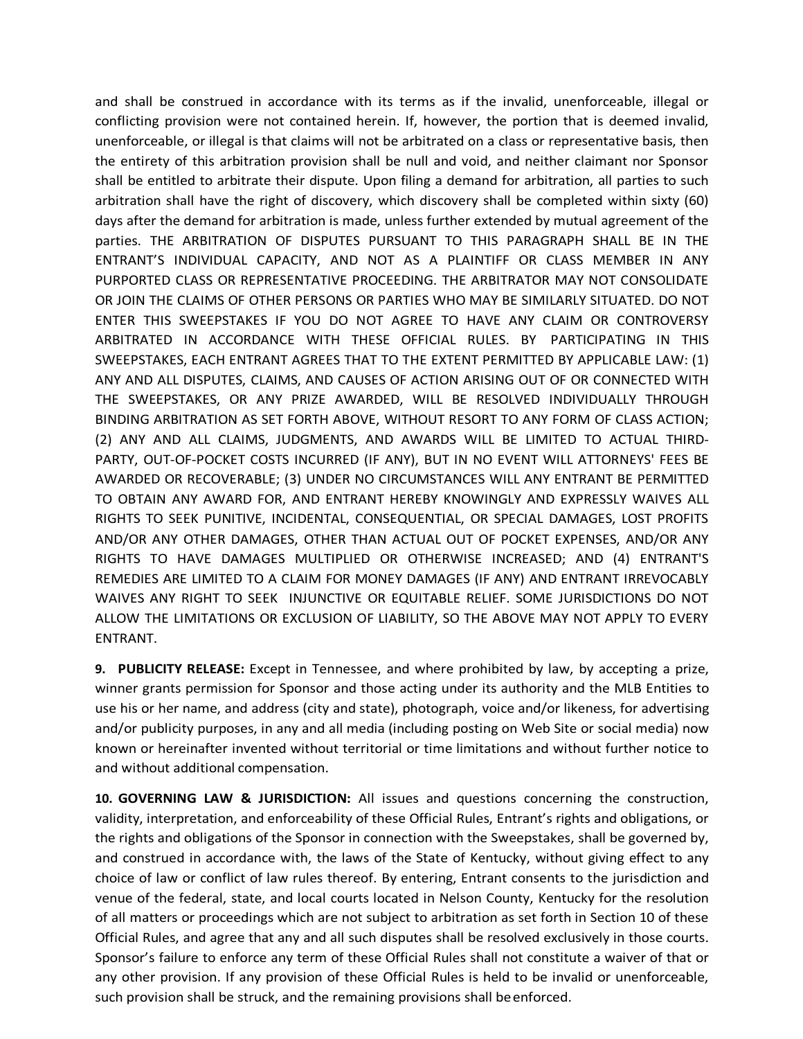and shall be construed in accordance with its terms as if the invalid, unenforceable, illegal or conflicting provision were not contained herein. If, however, the portion that is deemed invalid, unenforceable, or illegal is that claims will not be arbitrated on a class or representative basis, then the entirety of this arbitration provision shall be null and void, and neither claimant nor Sponsor shall be entitled to arbitrate their dispute. Upon filing a demand for arbitration, all parties to such arbitration shall have the right of discovery, which discovery shall be completed within sixty (60) days after the demand for arbitration is made, unless further extended by mutual agreement of the parties. THE ARBITRATION OF DISPUTES PURSUANT TO THIS PARAGRAPH SHALL BE IN THE ENTRANT'S INDIVIDUAL CAPACITY, AND NOT AS A PLAINTIFF OR CLASS MEMBER IN ANY PURPORTED CLASS OR REPRESENTATIVE PROCEEDING. THE ARBITRATOR MAY NOT CONSOLIDATE OR JOIN THE CLAIMS OF OTHER PERSONS OR PARTIES WHO MAY BE SIMILARLY SITUATED. DO NOT ENTER THIS SWEEPSTAKES IF YOU DO NOT AGREE TO HAVE ANY CLAIM OR CONTROVERSY ARBITRATED IN ACCORDANCE WITH THESE OFFICIAL RULES. BY PARTICIPATING IN THIS SWEEPSTAKES, EACH ENTRANT AGREES THAT TO THE EXTENT PERMITTED BY APPLICABLE LAW: (1) ANY AND ALL DISPUTES, CLAIMS, AND CAUSES OF ACTION ARISING OUT OF OR CONNECTED WITH THE SWEEPSTAKES, OR ANY PRIZE AWARDED, WILL BE RESOLVED INDIVIDUALLY THROUGH BINDING ARBITRATION AS SET FORTH ABOVE, WITHOUT RESORT TO ANY FORM OF CLASS ACTION; (2) ANY AND ALL CLAIMS, JUDGMENTS, AND AWARDS WILL BE LIMITED TO ACTUAL THIRD-PARTY, OUT-OF-POCKET COSTS INCURRED (IF ANY), BUT IN NO EVENT WILL ATTORNEYS' FEES BE AWARDED OR RECOVERABLE; (3) UNDER NO CIRCUMSTANCES WILL ANY ENTRANT BE PERMITTED TO OBTAIN ANY AWARD FOR, AND ENTRANT HEREBY KNOWINGLY AND EXPRESSLY WAIVES ALL RIGHTS TO SEEK PUNITIVE, INCIDENTAL, CONSEQUENTIAL, OR SPECIAL DAMAGES, LOST PROFITS AND/OR ANY OTHER DAMAGES, OTHER THAN ACTUAL OUT OF POCKET EXPENSES, AND/OR ANY RIGHTS TO HAVE DAMAGES MULTIPLIED OR OTHERWISE INCREASED; AND (4) ENTRANT'S REMEDIES ARE LIMITED TO A CLAIM FOR MONEY DAMAGES (IF ANY) AND ENTRANT IRREVOCABLY WAIVES ANY RIGHT TO SEEK INJUNCTIVE OR EQUITABLE RELIEF. SOME JURISDICTIONS DO NOT ALLOW THE LIMITATIONS OR EXCLUSION OF LIABILITY, SO THE ABOVE MAY NOT APPLY TO EVERY ENTRANT.

**9. PUBLICITY RELEASE:** Except in Tennessee, and where prohibited by law, by accepting a prize, winner grants permission for Sponsor and those acting under its authority and the MLB Entities to use his or her name, and address (city and state), photograph, voice and/or likeness, for advertising and/or publicity purposes, in any and all media (including posting on Web Site or social media) now known or hereinafter invented without territorial or time limitations and without further notice to and without additional compensation.

**10. GOVERNING LAW & JURISDICTION:** All issues and questions concerning the construction, validity, interpretation, and enforceability of these Official Rules, Entrant's rights and obligations, or the rights and obligations of the Sponsor in connection with the Sweepstakes, shall be governed by, and construed in accordance with, the laws of the State of Kentucky, without giving effect to any choice of law or conflict of law rules thereof. By entering, Entrant consents to the jurisdiction and venue of the federal, state, and local courts located in Nelson County, Kentucky for the resolution of all matters or proceedings which are not subject to arbitration as set forth in Section 10 of these Official Rules, and agree that any and all such disputes shall be resolved exclusively in those courts. Sponsor's failure to enforce any term of these Official Rules shall not constitute a waiver of that or any other provision. If any provision of these Official Rules is held to be invalid or unenforceable, such provision shall be struck, and the remaining provisions shall be enforced.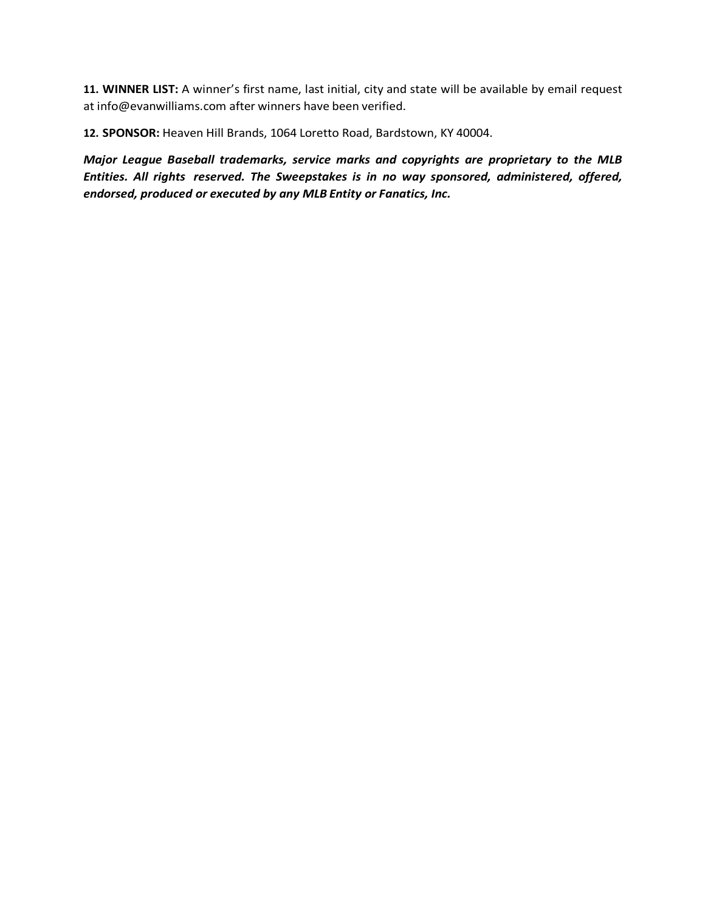**11. WINNER LIST:** A winner's first name, last initial, city and state will be available by email request at info@evanwilliams.com after winners have been verified.

**12. SPONSOR:** Heaven Hill Brands, 1064 Loretto Road, Bardstown, KY 40004.

***Major League Baseball trademarks, service marks and copyrights are proprietary to the MLB Entities. All rights reserved. The Sweepstakes is in no way sponsored, administered, offered, endorsed, produced or executed by any MLB Entity or Fanatics, Inc.***